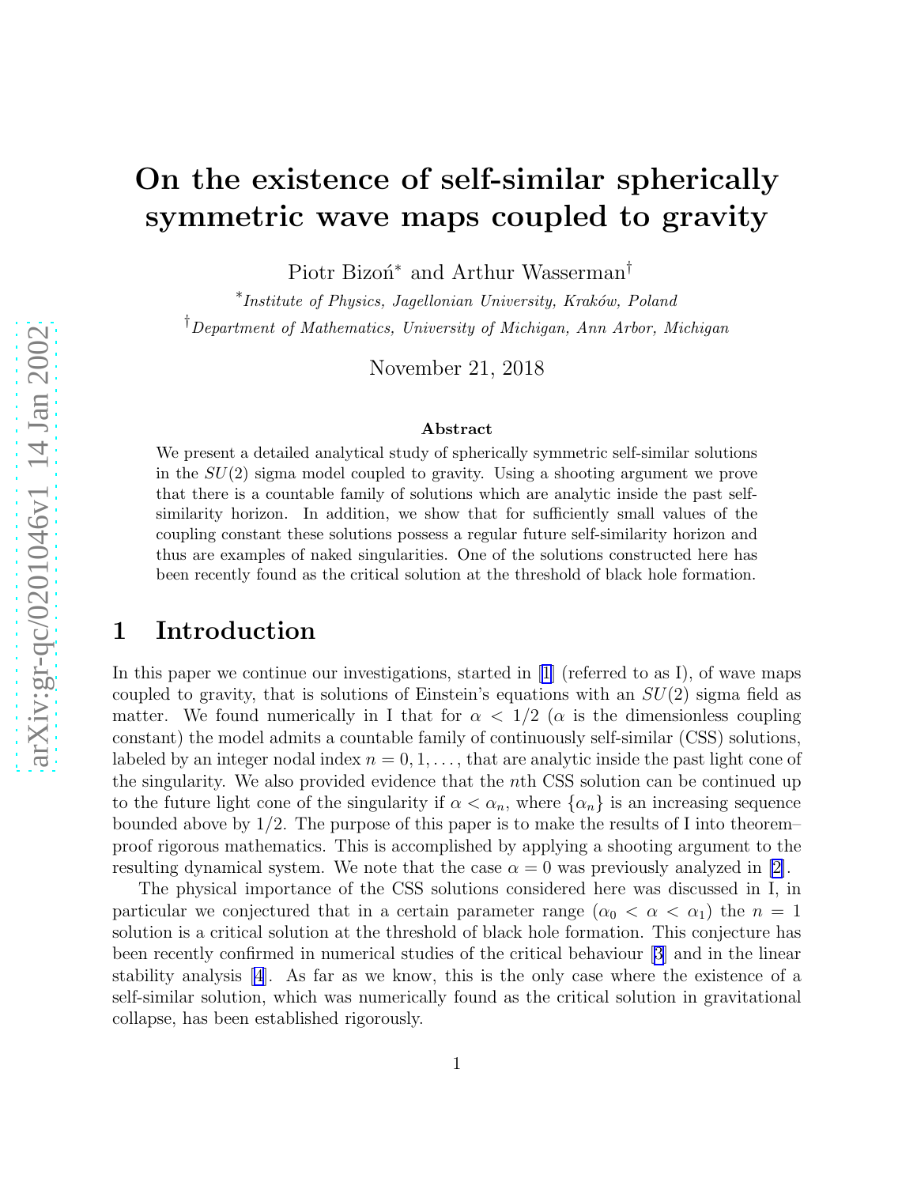# On the existence of self-similar spherically symmetric wave maps coupled to gravity

Piotr Bizoń[*] and Arthur Wasserman[†]

[*]*Institute of Physics, Jagellonian University, Kraków, Poland*

[†]*Department of Mathematics, University of Michigan, Ann Arbor, Michigan*

November 21, 2018

### Abstract

We present a detailed analytical study of spherically symmetric self-similar solutions in the $SU(2)$ sigma model coupled to gravity. Using a shooting argument we prove that there is a countable family of solutions which are analytic inside the past self-similarity horizon. In addition, we show that for sufficiently small values of the coupling constant these solutions possess a regular future self-similarity horizon and thus are examples of naked singularities. One of the solutions constructed here has been recently found as the critical solution at the threshold of black hole formation.

## 1 Introduction

In this paper we continue our investigations, started in [1] (referred to as I), of wave maps coupled to gravity, that is solutions of Einstein's equations with an $SU(2)$ sigma field as matter. We found numerically in I that for $\alpha < 1/2$ ($\alpha$ is the dimensionless coupling constant) the model admits a countable family of continuously self-similar (CSS) solutions, labeled by an integer nodal index $n = 0, 1, \dots$, that are analytic inside the past light cone of the singularity. We also provided evidence that the $n$th CSS solution can be continued up to the future light cone of the singularity if $\alpha < \alpha_n$, where $\{\alpha_n\}$ is an increasing sequence bounded above by $1/2$. The purpose of this paper is to make the results of I into theorem–proof rigorous mathematics. This is accomplished by applying a shooting argument to the resulting dynamical system. We note that the case $\alpha = 0$ was previously analyzed in [2].

The physical importance of the CSS solutions considered here was discussed in I, in particular we conjectured that in a certain parameter range ($\alpha_0 < \alpha < \alpha_1$) the $n = 1$ solution is a critical solution at the threshold of black hole formation. This conjecture has been recently confirmed in numerical studies of the critical behaviour [3] and in the linear stability analysis [4]. As far as we know, this is the only case where the existence of a self-similar solution, which was numerically found as the critical solution in gravitational collapse, has been established rigorously.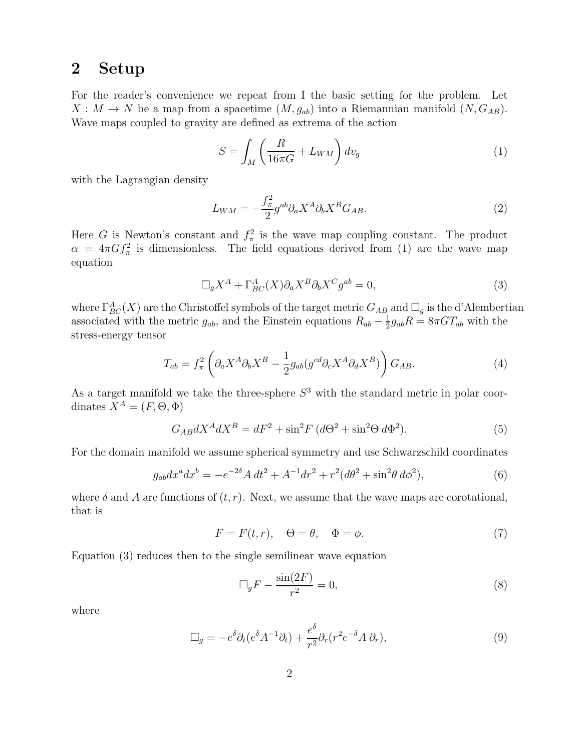## 2 Setup

For the reader's convenience we repeat from I the basic setting for the problem. Let $X : M \to N$ be a map from a spacetime $(M, g_{ab})$ into a Riemannian manifold $(N, G_{AB})$. Wave maps coupled to gravity are defined as extrema of the action

$$S = \int_M \left( \frac{R}{16\pi G} + L_{WM} \right) dv_g \tag{1}$$

with the Lagrangian density

$$L_{WM} = -\frac{f_\pi^2}{2} g^{ab} \partial_a X^A \partial_b X^B G_{AB}. \tag{2}$$

Here $G$ is Newton's constant and $f_\pi^2$ is the wave map coupling constant. The product $\alpha = 4\pi G f_\pi^2$ is dimensionless. The field equations derived from (1) are the wave map equation

$$\Box_g X^A + \Gamma^A_{BC}(X) \partial_a X^B \partial_b X^C g^{ab} = 0, \tag{3}$$

where $\Gamma^A_{BC}(X)$ are the Christoffel symbols of the target metric $G_{AB}$ and $\Box_g$ is the d'Alembertian associated with the metric $g_{ab}$, and the Einstein equations $R_{ab} - \frac{1}{2} g_{ab} R = 8\pi G T_{ab}$ with the stress-energy tensor

$$T_{ab} = f_\pi^2 \left( \partial_a X^A \partial_b X^B - \frac{1}{2} g_{ab} (g^{cd} \partial_c X^A \partial_d X^B) \right) G_{AB}. \tag{4}$$

As a target manifold we take the three-sphere $S^3$ with the standard metric in polar coordinates $X^A = (F, \Theta, \Phi)$

$$G_{AB} dX^A dX^B = dF^2 + \sin^2 F \, (d\Theta^2 + \sin^2 \Theta \, d\Phi^2). \tag{5}$$

For the domain manifold we assume spherical symmetry and use Schwarzschild coordinates

$$g_{ab} dx^a dx^b = -e^{-2\delta} A \, dt^2 + A^{-1} dr^2 + r^2 (d\theta^2 + \sin^2 \theta \, d\phi^2), \tag{6}$$

where $\delta$ and $A$ are functions of $(t, r)$. Next, we assume that the wave maps are corotational, that is

$$F = F(t, r), \quad \Theta = \theta, \quad \Phi = \phi. \tag{7}$$

Equation (3) reduces then to the single semilinear wave equation

$$\Box_g F - \frac{\sin(2F)}{r^2} = 0, \tag{8}$$

where

$$\Box_g = -e^\delta \partial_t (e^\delta A^{-1} \partial_t) + \frac{e^\delta}{r^2} \partial_r (r^2 e^{-\delta} A \, \partial_r), \tag{9}$$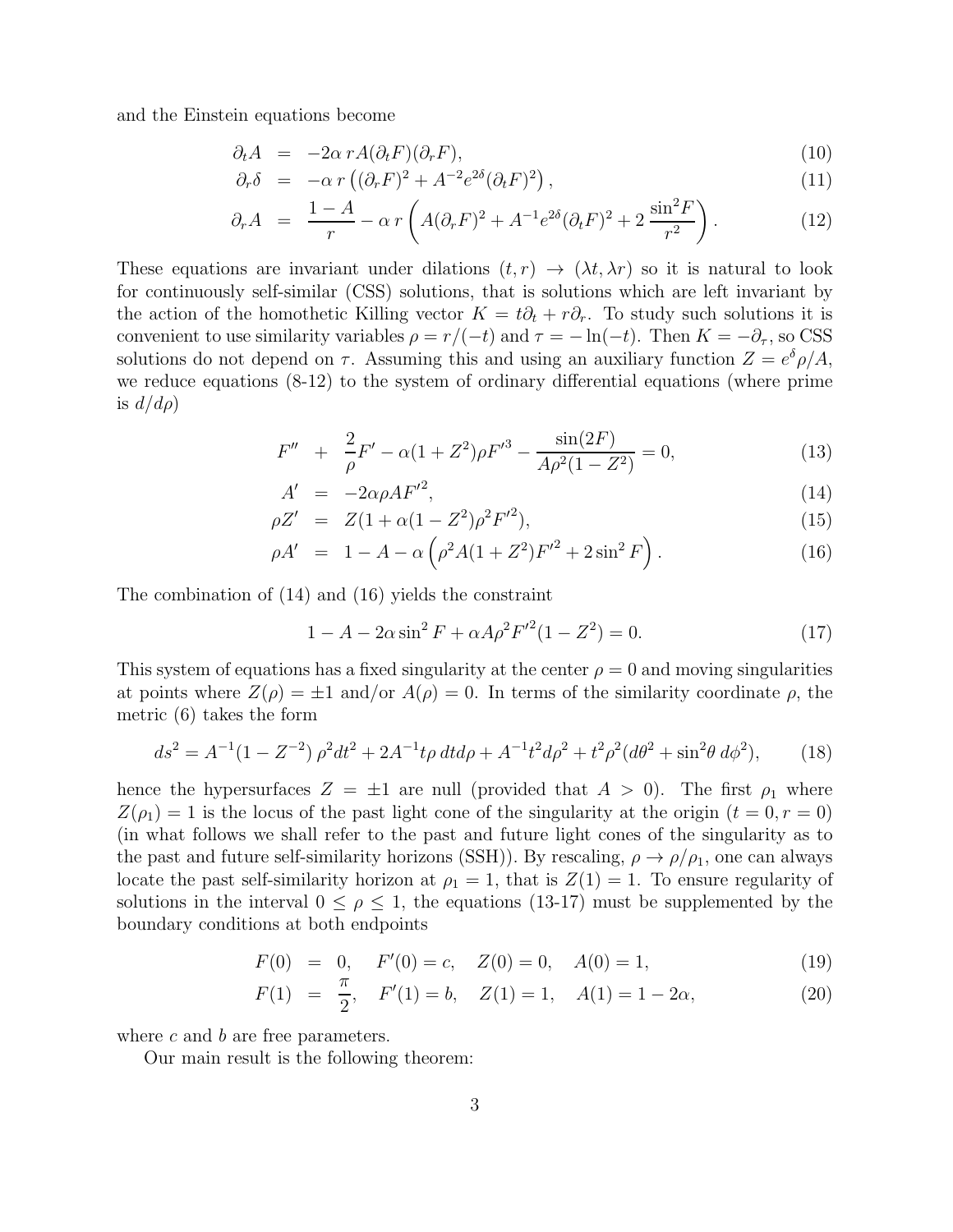and the Einstein equations become

$$
\begin{aligned}
\partial_t A &= -2\alpha\, rA(\partial_t F)(\partial_r F), && (10)\\
\partial_r \delta &= -\alpha\, r\left((\partial_r F)^2 + A^{-2}e^{2\delta}(\partial_t F)^2\right), && (11)\\
\partial_r A &= \frac{1-A}{r} - \alpha\, r\left(A(\partial_r F)^2 + A^{-1}e^{2\delta}(\partial_t F)^2 + 2\,\frac{\sin^2 F}{r^2}\right). && (12)
\end{aligned}
$$

These equations are invariant under dilations $(t,r) \to (\lambda t, \lambda r)$ so it is natural to look for continuously self-similar (CSS) solutions, that is solutions which are left invariant by the action of the homothetic Killing vector $K = t\partial_t + r\partial_r$. To study such solutions it is convenient to use similarity variables $\rho = r/(-t)$ and $\tau = -\ln(-t)$. Then $K = -\partial_\tau$, so CSS solutions do not depend on $\tau$. Assuming this and using an auxiliary function $Z = e^\delta \rho/A$, we reduce equations (8-12) to the system of ordinary differential equations (where prime is $d/d\rho$)

$$
\begin{aligned}
F'' &+ \frac{2}{\rho}F' - \alpha(1+Z^2)\rho F'^3 - \frac{\sin(2F)}{A\rho^2(1-Z^2)} = 0, && (13)\\
A' &= -2\alpha\rho A F'^2, && (14)\\
\rho Z' &= Z(1+\alpha(1-Z^2)\rho^2 F'^2), && (15)\\
\rho A' &= 1 - A - \alpha\left(\rho^2 A(1+Z^2)F'^2 + 2\sin^2 F\right). && (16)
\end{aligned}
$$

The combination of (14) and (16) yields the constraint

$$
1 - A - 2\alpha \sin^2 F + \alpha A \rho^2 F'^2 (1 - Z^2) = 0. \qquad (17)
$$

This system of equations has a fixed singularity at the center $\rho = 0$ and moving singularities at points where $Z(\rho) = \pm 1$ and/or $A(\rho) = 0$. In terms of the similarity coordinate $\rho$, the metric (6) takes the form

$$
ds^2 = A^{-1}(1 - Z^{-2})\,\rho^2 dt^2 + 2A^{-1} t\rho\, dt d\rho + A^{-1} t^2 d\rho^2 + t^2\rho^2(d\theta^2 + \sin^2\theta\, d\phi^2), \qquad (18)
$$

hence the hypersurfaces $Z = \pm 1$ are null (provided that $A > 0$). The first $\rho_1$ where $Z(\rho_1) = 1$ is the locus of the past light cone of the singularity at the origin $(t = 0, r = 0)$ (in what follows we shall refer to the past and future light cones of the singularity as to the past and future self-similarity horizons (SSH)). By rescaling, $\rho \to \rho/\rho_1$, one can always locate the past self-similarity horizon at $\rho_1 = 1$, that is $Z(1) = 1$. To ensure regularity of solutions in the interval $0 \le \rho \le 1$, the equations (13-17) must be supplemented by the boundary conditions at both endpoints

$$
\begin{aligned}
F(0) &= 0, \quad F'(0) = c, \quad Z(0) = 0, \quad A(0) = 1, && (19)\\
F(1) &= \frac{\pi}{2}, \quad F'(1) = b, \quad Z(1) = 1, \quad A(1) = 1 - 2\alpha, && (20)
\end{aligned}
$$

where $c$ and $b$ are free parameters.

Our main result is the following theorem: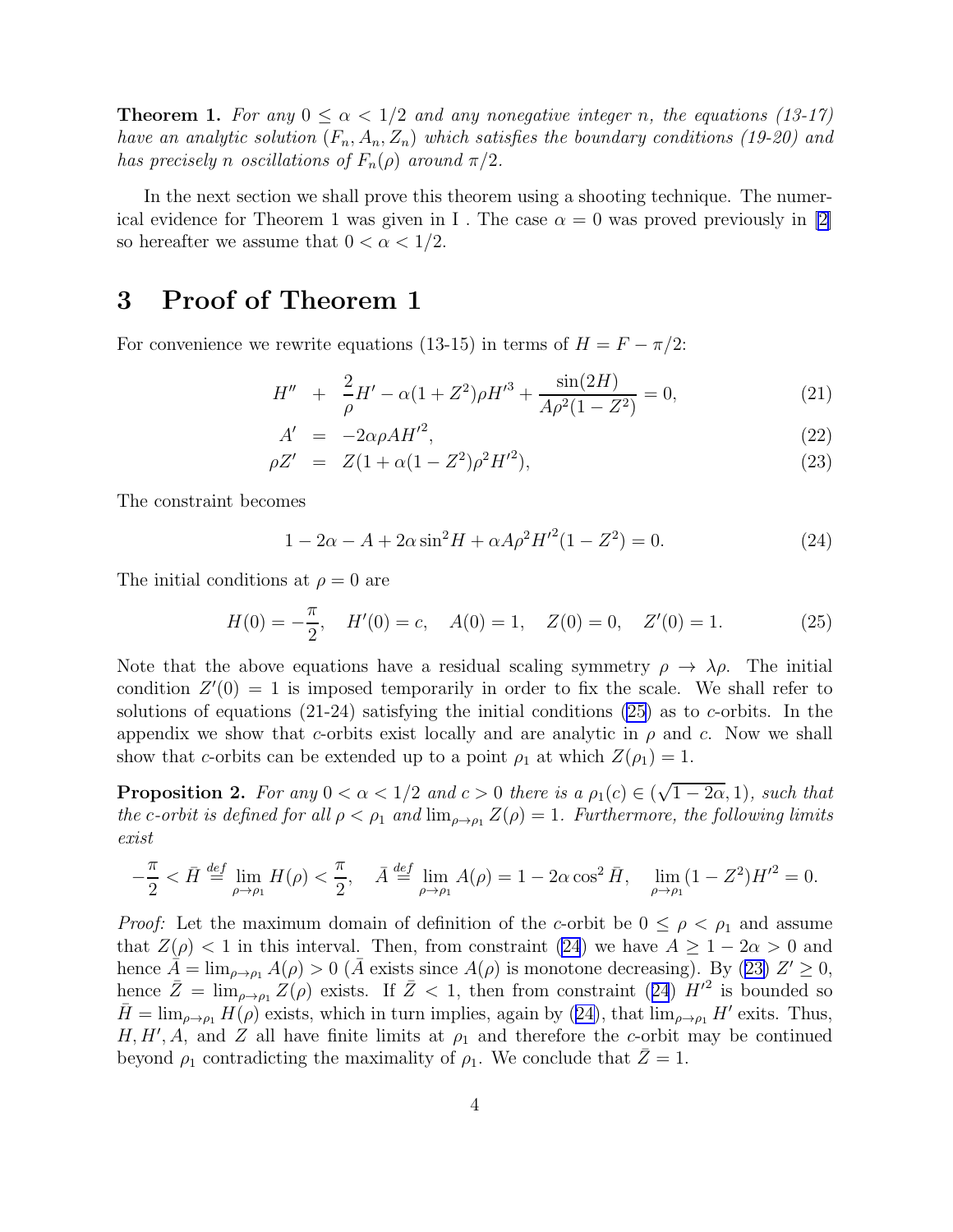**Theorem 1.** *For any $0 \leq \alpha < 1/2$ and any nonnegative integer $n$, the equations (13-17) have an analytic solution $(F_n, A_n, Z_n)$ which satisfies the boundary conditions (19-20) and has precisely $n$ oscillations of $F_n(\rho)$ around $\pi/2$.*

In the next section we shall prove this theorem using a shooting technique. The numerical evidence for Theorem 1 was given in I . The case $\alpha = 0$ was proved previously in [2] so hereafter we assume that $0 < \alpha < 1/2$.

## 3 Proof of Theorem 1

For convenience we rewrite equations (13-15) in terms of $H = F - \pi/2$:

$$H'' + \frac{2}{\rho}H' - \alpha(1+Z^2)\rho H'^3 + \frac{\sin(2H)}{A\rho^2(1-Z^2)} = 0, \tag{21}$$

$$A' = -2\alpha\rho A H'^2, \tag{22}$$

$$\rho Z' = Z(1 + \alpha(1-Z^2)\rho^2 H'^2), \tag{23}$$

The constraint becomes

$$1 - 2\alpha - A + 2\alpha \sin^2 H + \alpha A \rho^2 H'^2 (1 - Z^2) = 0. \tag{24}$$

The initial conditions at $\rho = 0$ are

$$H(0) = -\frac{\pi}{2}, \quad H'(0) = c, \quad A(0) = 1, \quad Z(0) = 0, \quad Z'(0) = 1. \tag{25}$$

Note that the above equations have a residual scaling symmetry $\rho \to \lambda\rho$. The initial condition $Z'(0) = 1$ is imposed temporarily in order to fix the scale. We shall refer to solutions of equations (21-24) satisfying the initial conditions (25) as to $c$-orbits. In the appendix we show that $c$-orbits exist locally and are analytic in $\rho$ and $c$. Now we shall show that $c$-orbits can be extended up to a point $\rho_1$ at which $Z(\rho_1) = 1$.

**Proposition 2.** *For any $0 < \alpha < 1/2$ and $c > 0$ there is a $\rho_1(c) \in (\sqrt{1-2\alpha}, 1)$, such that the $c$-orbit is defined for all $\rho < \rho_1$ and $\lim_{\rho \to \rho_1} Z(\rho) = 1$. Furthermore, the following limits exist*

$$-\frac{\pi}{2} < \bar{H} \overset{def}{=} \lim_{\rho \to \rho_1} H(\rho) < \frac{\pi}{2}, \quad \bar{A} \overset{def}{=} \lim_{\rho \to \rho_1} A(\rho) = 1 - 2\alpha \cos^2 \bar{H}, \quad \lim_{\rho \to \rho_1} (1 - Z^2) H'^2 = 0.$$

*Proof:* Let the maximum domain of definition of the $c$-orbit be $0 \leq \rho < \rho_1$ and assume that $Z(\rho) < 1$ in this interval. Then, from constraint (24) we have $A \geq 1 - 2\alpha > 0$ and hence $\bar{A} = \lim_{\rho \to \rho_1} A(\rho) > 0$ ($\bar{A}$ exists since $A(\rho)$ is monotone decreasing). By (23) $Z' \geq 0$, hence $\bar{Z} = \lim_{\rho \to \rho_1} Z(\rho)$ exists. If $\bar{Z} < 1$, then from constraint (24) $H'^2$ is bounded so $\bar{H} = \lim_{\rho \to \rho_1} H(\rho)$ exists, which in turn implies, again by (24), that $\lim_{\rho \to \rho_1} H'$ exits. Thus, $H, H', A$, and $Z$ all have finite limits at $\rho_1$ and therefore the $c$-orbit may be continued beyond $\rho_1$ contradicting the maximality of $\rho_1$. We conclude that $\bar{Z} = 1$.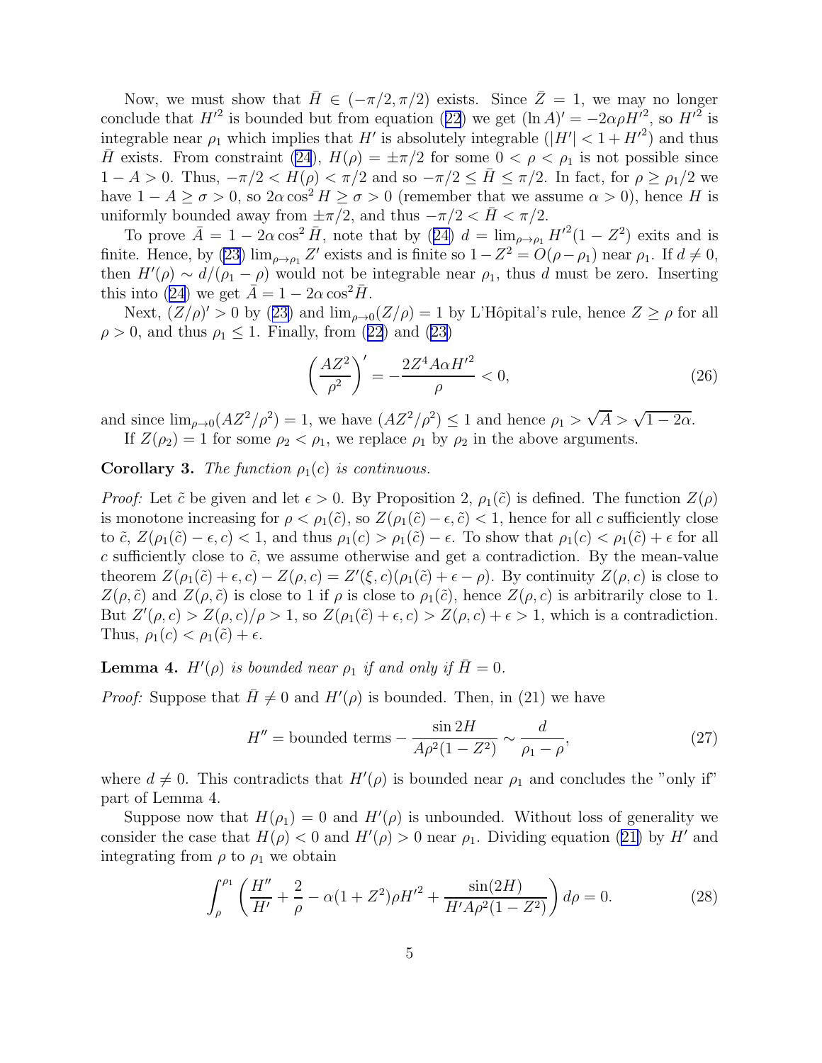Now, we must show that $\bar{H} \in (-\pi/2, \pi/2)$ exists. Since $\bar{Z} = 1$, we may no longer conclude that $H'^2$ is bounded but from equation (22) we get $(\ln A)' = -2\alpha\rho H'^2$, so $H'^2$ is integrable near $\rho_1$ which implies that $H'$ is absolutely integrable ($|H'| < 1 + H'^2$) and thus $\bar{H}$ exists. From constraint (24), $H(\rho) = \pm\pi/2$ for some $0 < \rho < \rho_1$ is not possible since $1 - A > 0$. Thus, $-\pi/2 < H(\rho) < \pi/2$ and so $-\pi/2 \le \bar{H} \le \pi/2$. In fact, for $\rho \ge \rho_1/2$ we have $1 - A \ge \sigma > 0$, so $2\alpha \cos^2 H \ge \sigma > 0$ (remember that we assume $\alpha > 0$), hence $H$ is uniformly bounded away from $\pm\pi/2$, and thus $-\pi/2 < \bar{H} < \pi/2$.

To prove $\bar{A} = 1 - 2\alpha \cos^2 \bar{H}$, note that by (24) $d = \lim_{\rho\to\rho_1} H'^2(1 - Z^2)$ exits and is finite. Hence, by (23) $\lim_{\rho\to\rho_1} Z'$ exists and is finite so $1 - Z^2 = O(\rho - \rho_1)$ near $\rho_1$. If $d \neq 0$, then $H'(\rho) \sim d/(\rho_1 - \rho)$ would not be integrable near $\rho_1$, thus $d$ must be zero. Inserting this into (24) we get $\bar{A} = 1 - 2\alpha \cos^2 \bar{H}$.

Next, $(Z/\rho)' > 0$ by (23) and $\lim_{\rho\to 0}(Z/\rho) = 1$ by L'Hôpital's rule, hence $Z \ge \rho$ for all $\rho > 0$, and thus $\rho_1 \le 1$. Finally, from (22) and (23)

$$\left(\frac{AZ^2}{\rho^2}\right)' = -\frac{2Z^4 A\alpha H'^2}{\rho} < 0, \tag{26}$$

and since $\lim_{\rho\to 0}(AZ^2/\rho^2) = 1$, we have $(AZ^2/\rho^2) \le 1$ and hence $\rho_1 > \sqrt{A} > \sqrt{1 - 2\alpha}$.

If $Z(\rho_2) = 1$ for some $\rho_2 < \rho_1$, we replace $\rho_1$ by $\rho_2$ in the above arguments.

**Corollary 3.** *The function $\rho_1(c)$ is continuous.*

*Proof:* Let $\tilde{c}$ be given and let $\epsilon > 0$. By Proposition 2, $\rho_1(\tilde{c})$ is defined. The function $Z(\rho)$ is monotone increasing for $\rho < \rho_1(\tilde{c})$, so $Z(\rho_1(\tilde{c}) - \epsilon, \tilde{c}) < 1$, hence for all $c$ sufficiently close to $\tilde{c}$, $Z(\rho_1(\tilde{c}) - \epsilon, c) < 1$, and thus $\rho_1(c) > \rho_1(\tilde{c}) - \epsilon$. To show that $\rho_1(c) < \rho_1(\tilde{c}) + \epsilon$ for all $c$ sufficiently close to $\tilde{c}$, we assume otherwise and get a contradiction. By the mean-value theorem $Z(\rho_1(\tilde{c}) + \epsilon, c) - Z(\rho, c) = Z'(\xi, c)(\rho_1(\tilde{c}) + \epsilon - \rho)$. By continuity $Z(\rho, c)$ is close to $Z(\rho, \tilde{c})$ and $Z(\rho, \tilde{c})$ is close to 1 if $\rho$ is close to $\rho_1(\tilde{c})$, hence $Z(\rho, c)$ is arbitrarily close to 1. But $Z'(\rho, c) > Z(\rho, c)/\rho > 1$, so $Z(\rho_1(\tilde{c}) + \epsilon, c) > Z(\rho, c) + \epsilon > 1$, which is a contradiction. Thus, $\rho_1(c) < \rho_1(\tilde{c}) + \epsilon$.

**Lemma 4.** *$H'(\rho)$ is bounded near $\rho_1$ if and only if $\bar{H} = 0$.*

*Proof:* Suppose that $\bar{H} \neq 0$ and $H'(\rho)$ is bounded. Then, in (21) we have

$$H'' = \text{bounded terms} - \frac{\sin 2H}{A\rho^2(1 - Z^2)} \sim \frac{d}{\rho_1 - \rho}, \tag{27}$$

where $d \neq 0$. This contradicts that $H'(\rho)$ is bounded near $\rho_1$ and concludes the "only if" part of Lemma 4.

Suppose now that $H(\rho_1) = 0$ and $H'(\rho)$ is unbounded. Without loss of generality we consider the case that $H(\rho) < 0$ and $H'(\rho) > 0$ near $\rho_1$. Dividing equation (21) by $H'$ and integrating from $\rho$ to $\rho_1$ we obtain

$$\int_\rho^{\rho_1} \left( \frac{H''}{H'} + \frac{2}{\rho} - \alpha(1 + Z^2)\rho H'^2 + \frac{\sin(2H)}{H' A\rho^2(1 - Z^2)} \right) d\rho = 0. \tag{28}$$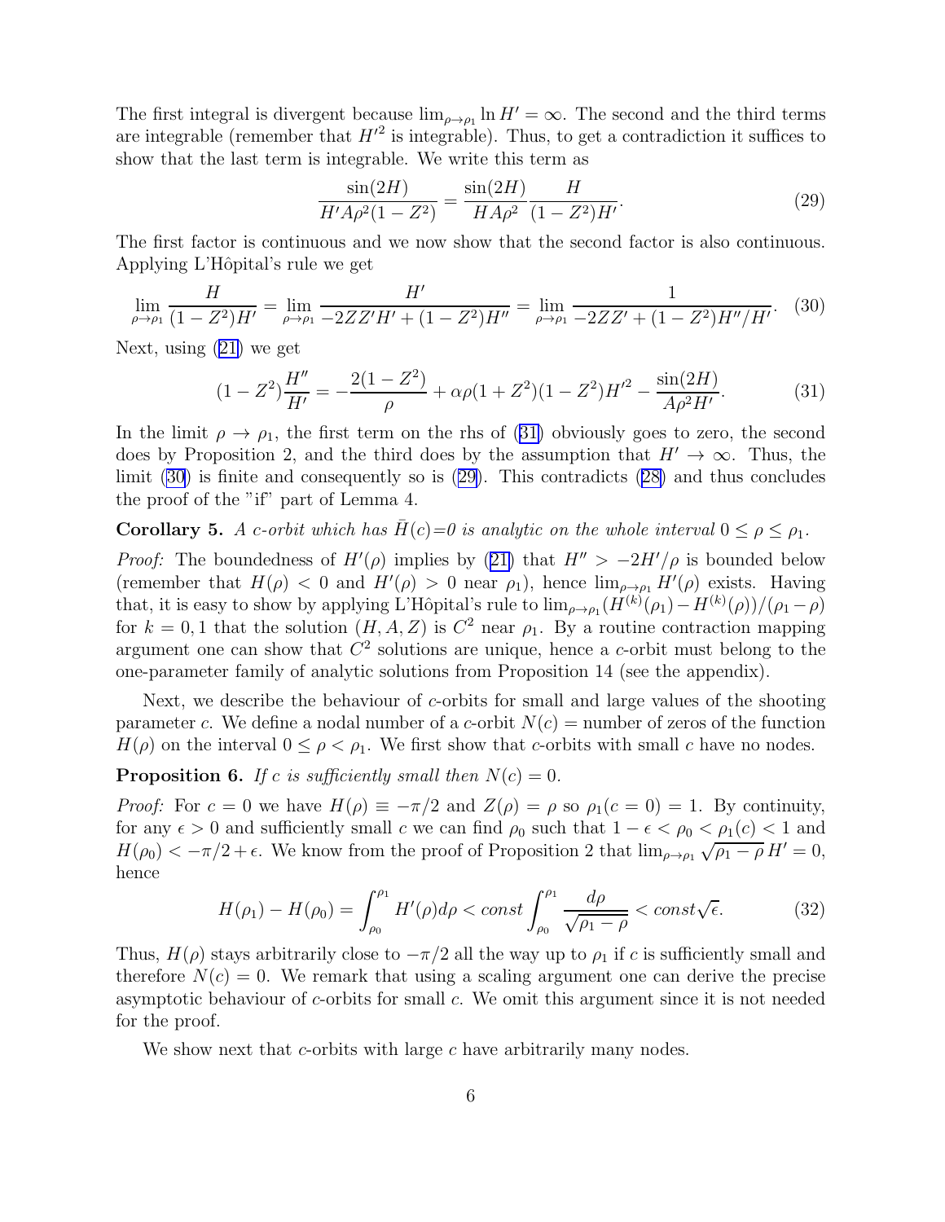The first integral is divergent because $\lim_{\rho\to\rho_1} \ln H' = \infty$. The second and the third terms are integrable (remember that $H'^2$ is integrable). Thus, to get a contradiction it suffices to show that the last term is integrable. We write this term as

$$\frac{\sin(2H)}{H'A\rho^2(1-Z^2)} = \frac{\sin(2H)}{HA\rho^2}\frac{H}{(1-Z^2)H'}. \tag{29}$$

The first factor is continuous and we now show that the second factor is also continuous. Applying L'Hôpital's rule we get

$$\lim_{\rho\to\rho_1} \frac{H}{(1-Z^2)H'} = \lim_{\rho\to\rho_1} \frac{H'}{-2ZZ'H' + (1-Z^2)H''} = \lim_{\rho\to\rho_1} \frac{1}{-2ZZ' + (1-Z^2)H''/H'}. \tag{30}$$

Next, using (21) we get

$$(1-Z^2)\frac{H''}{H'} = -\frac{2(1-Z^2)}{\rho} + \alpha\rho(1+Z^2)(1-Z^2)H'^2 - \frac{\sin(2H)}{A\rho^2 H'}. \tag{31}$$

In the limit $\rho \to \rho_1$, the first term on the rhs of (31) obviously goes to zero, the second does by Proposition 2, and the third does by the assumption that $H' \to \infty$. Thus, the limit (30) is finite and consequently so is (29). This contradicts (28) and thus concludes the proof of the "if" part of Lemma 4.

**Corollary 5.** *A c-orbit which has $\bar{H}(c)$=0 is analytic on the whole interval $0 \le \rho \le \rho_1$.*

*Proof:* The boundedness of $H'(\rho)$ implies by (21) that $H'' > -2H'/\rho$ is bounded below (remember that $H(\rho) < 0$ and $H'(\rho) > 0$ near $\rho_1$), hence $\lim_{\rho\to\rho_1} H'(\rho)$ exists. Having that, it is easy to show by applying L'Hôpital's rule to $\lim_{\rho\to\rho_1}(H^{(k)}(\rho_1) - H^{(k)}(\rho))/(\rho_1 - \rho)$ for $k = 0, 1$ that the solution $(H, A, Z)$ is $C^2$ near $\rho_1$. By a routine contraction mapping argument one can show that $C^2$ solutions are unique, hence a $c$-orbit must belong to the one-parameter family of analytic solutions from Proposition 14 (see the appendix).

Next, we describe the behaviour of $c$-orbits for small and large values of the shooting parameter $c$. We define a nodal number of a $c$-orbit $N(c)$ = number of zeros of the function $H(\rho)$ on the interval $0 \le \rho < \rho_1$. We first show that $c$-orbits with small $c$ have no nodes.

**Proposition 6.** *If $c$ is sufficiently small then $N(c) = 0$.*

*Proof:* For $c = 0$ we have $H(\rho) \equiv -\pi/2$ and $Z(\rho) = \rho$ so $\rho_1(c = 0) = 1$. By continuity, for any $\epsilon > 0$ and sufficiently small $c$ we can find $\rho_0$ such that $1 - \epsilon < \rho_0 < \rho_1(c) < 1$ and $H(\rho_0) < -\pi/2 + \epsilon$. We know from the proof of Proposition 2 that $\lim_{\rho\to\rho_1} \sqrt{\rho_1 - \rho}\, H' = 0$, hence

$$H(\rho_1) - H(\rho_0) = \int_{\rho_0}^{\rho_1} H'(\rho)d\rho < const \int_{\rho_0}^{\rho_1} \frac{d\rho}{\sqrt{\rho_1 - \rho}} < const\sqrt{\epsilon}. \tag{32}$$

Thus, $H(\rho)$ stays arbitrarily close to $-\pi/2$ all the way up to $\rho_1$ if $c$ is sufficiently small and therefore $N(c) = 0$. We remark that using a scaling argument one can derive the precise asymptotic behaviour of $c$-orbits for small $c$. We omit this argument since it is not needed for the proof.

We show next that $c$-orbits with large $c$ have arbitrarily many nodes.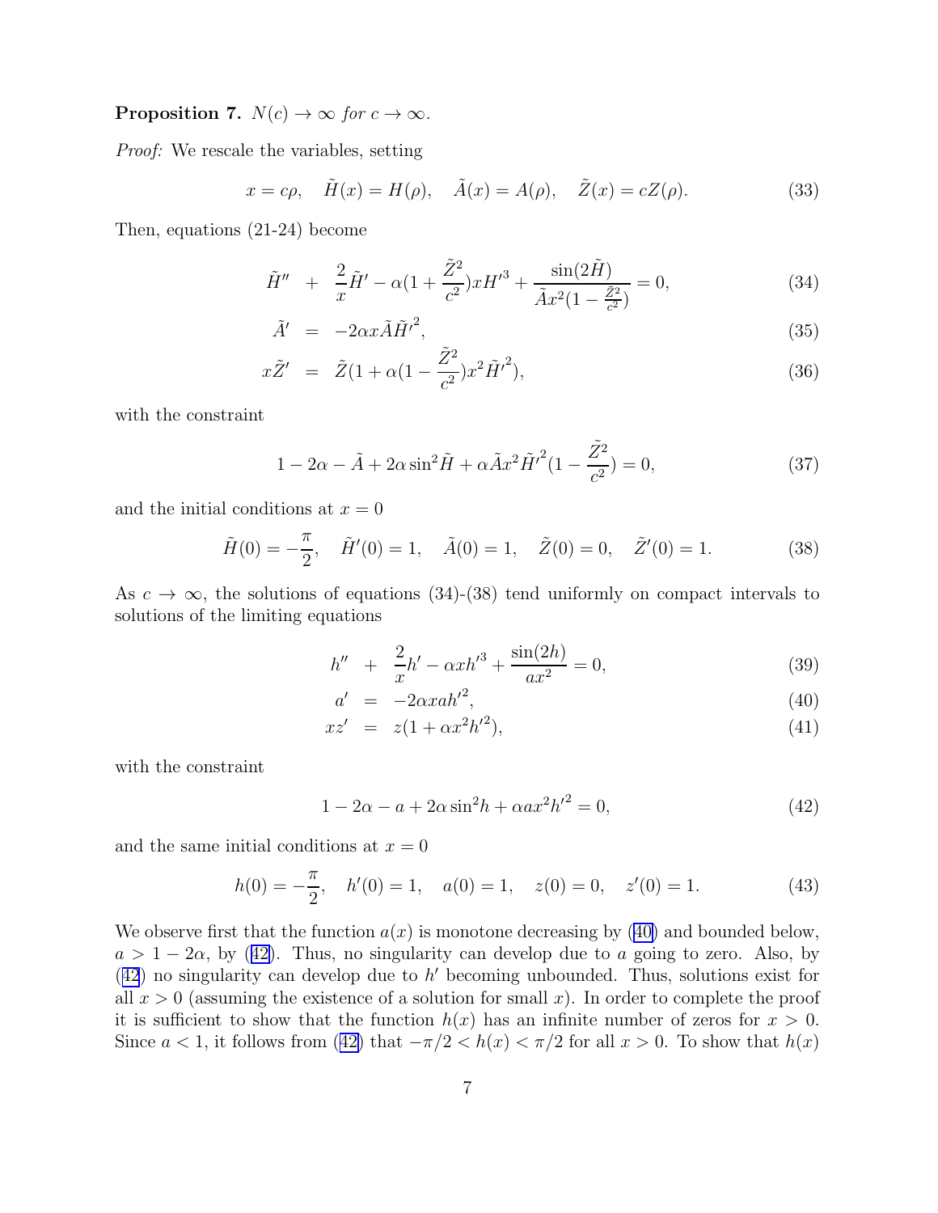**Proposition 7.** $N(c) \to \infty$ *for* $c \to \infty$.

*Proof:* We rescale the variables, setting

$$x = c\rho, \quad \tilde{H}(x) = H(\rho), \quad \tilde{A}(x) = A(\rho), \quad \tilde{Z}(x) = cZ(\rho). \tag{33}$$

Then, equations (21-24) become

$$\begin{aligned}
\tilde{H}'' \;&+\; \frac{2}{x}\tilde{H}' - \alpha(1+\frac{\tilde{Z}^2}{c^2})xH'^3 + \frac{\sin(2\tilde{H})}{\tilde{A}x^2(1-\frac{\tilde{Z}^2}{c^2})} = 0, && (34)\\
\tilde{A}' \;&=\; -2\alpha x\tilde{A}\tilde{H}'^2, && (35)\\
x\tilde{Z}' \;&=\; \tilde{Z}(1+\alpha(1-\frac{\tilde{Z}^2}{c^2})x^2\tilde{H}'^2), && (36)
\end{aligned}$$

with the constraint

$$1 - 2\alpha - \tilde{A} + 2\alpha\sin^2\tilde{H} + \alpha\tilde{A}x^2\tilde{H}'^2(1-\frac{\tilde{Z}^2}{c^2}) = 0, \tag{37}$$

and the initial conditions at $x = 0$

$$\tilde{H}(0) = -\frac{\pi}{2}, \quad \tilde{H}'(0) = 1, \quad \tilde{A}(0) = 1, \quad \tilde{Z}(0) = 0, \quad \tilde{Z}'(0) = 1. \tag{38}$$

As $c \to \infty$, the solutions of equations (34)-(38) tend uniformly on compact intervals to solutions of the limiting equations

$$\begin{aligned}
h'' \;&+\; \frac{2}{x}h' - \alpha xh'^3 + \frac{\sin(2h)}{ax^2} = 0, && (39)\\
a' \;&=\; -2\alpha xah'^2, && (40)\\
xz' \;&=\; z(1+\alpha x^2h'^2), && (41)
\end{aligned}$$

with the constraint

$$1 - 2\alpha - a + 2\alpha\sin^2 h + \alpha ax^2h'^2 = 0, \tag{42}$$

and the same initial conditions at $x = 0$

$$h(0) = -\frac{\pi}{2}, \quad h'(0) = 1, \quad a(0) = 1, \quad z(0) = 0, \quad z'(0) = 1. \tag{43}$$

We observe first that the function $a(x)$ is monotone decreasing by (40) and bounded below, $a > 1 - 2\alpha$, by (42). Thus, no singularity can develop due to $a$ going to zero. Also, by (42) no singularity can develop due to $h'$ becoming unbounded. Thus, solutions exist for all $x > 0$ (assuming the existence of a solution for small $x$). In order to complete the proof it is sufficient to show that the function $h(x)$ has an infinite number of zeros for $x > 0$. Since $a < 1$, it follows from (42) that $-\pi/2 < h(x) < \pi/2$ for all $x > 0$. To show that $h(x)$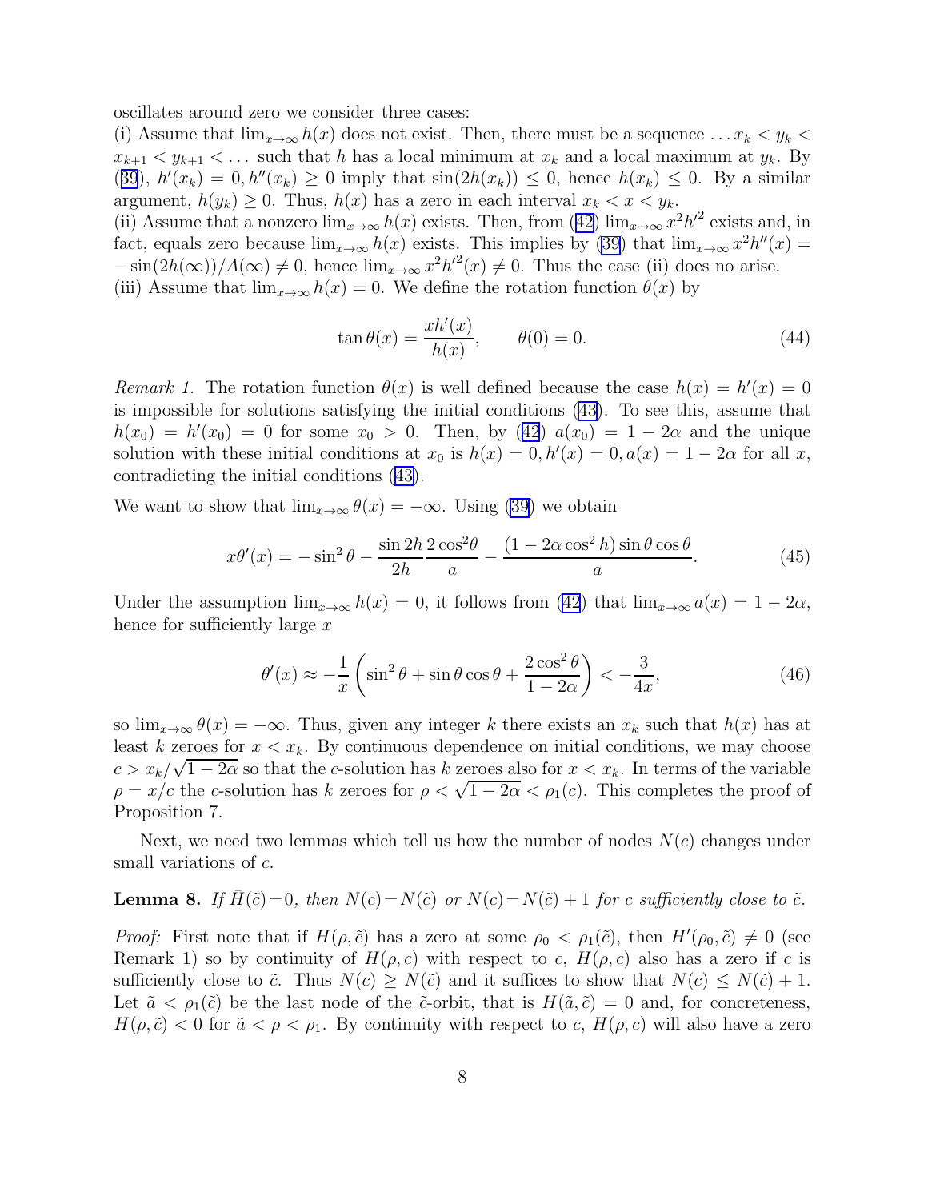oscillates around zero we consider three cases:

(i) Assume that $\lim_{x\to\infty} h(x)$ does not exist. Then, there must be a sequence $\ldots x_k < y_k < x_{k+1} < y_{k+1} < \ldots$ such that $h$ has a local minimum at $x_k$ and a local maximum at $y_k$. By (39), $h'(x_k) = 0, h''(x_k) \geq 0$ imply that $\sin(2h(x_k)) \leq 0$, hence $h(x_k) \leq 0$. By a similar argument, $h(y_k) \geq 0$. Thus, $h(x)$ has a zero in each interval $x_k < x < y_k$.

(ii) Assume that a nonzero $\lim_{x\to\infty} h(x)$ exists. Then, from (42) $\lim_{x\to\infty} x^2 h'^2$ exists and, in fact, equals zero because $\lim_{x\to\infty} h(x)$ exists. This implies by (39) that $\lim_{x\to\infty} x^2 h''(x) = -\sin(2h(\infty))/A(\infty) \neq 0$, hence $\lim_{x\to\infty} x^2 h'^2(x) \neq 0$. Thus the case (ii) does no arise.

(iii) Assume that $\lim_{x\to\infty} h(x) = 0$. We define the rotation function $\theta(x)$ by

$$\tan\theta(x) = \frac{x h'(x)}{h(x)}, \qquad \theta(0) = 0. \tag{44}$$

*Remark 1.* The rotation function $\theta(x)$ is well defined because the case $h(x) = h'(x) = 0$ is impossible for solutions satisfying the initial conditions (43). To see this, assume that $h(x_0) = h'(x_0) = 0$ for some $x_0 > 0$. Then, by (42) $a(x_0) = 1 - 2\alpha$ and the unique solution with these initial conditions at $x_0$ is $h(x) = 0, h'(x) = 0, a(x) = 1 - 2\alpha$ for all $x$, contradicting the initial conditions (43).

We want to show that $\lim_{x\to\infty} \theta(x) = -\infty$. Using (39) we obtain

$$x\theta'(x) = -\sin^2\theta - \frac{\sin 2h}{2h}\frac{2\cos^2\theta}{a} - \frac{(1 - 2\alpha\cos^2 h)\sin\theta\cos\theta}{a}. \tag{45}$$

Under the assumption $\lim_{x\to\infty} h(x) = 0$, it follows from (42) that $\lim_{x\to\infty} a(x) = 1 - 2\alpha$, hence for sufficiently large $x$

$$\theta'(x) \approx -\frac{1}{x}\left(\sin^2\theta + \sin\theta\cos\theta + \frac{2\cos^2\theta}{1-2\alpha}\right) < -\frac{3}{4x}, \tag{46}$$

so $\lim_{x\to\infty} \theta(x) = -\infty$. Thus, given any integer $k$ there exists an $x_k$ such that $h(x)$ has at least $k$ zeroes for $x < x_k$. By continuous dependence on initial conditions, we may choose $c > x_k/\sqrt{1-2\alpha}$ so that the $c$-solution has $k$ zeroes also for $x < x_k$. In terms of the variable $\rho = x/c$ the $c$-solution has $k$ zeroes for $\rho < \sqrt{1-2\alpha} < \rho_1(c)$. This completes the proof of Proposition 7.

Next, we need two lemmas which tell us how the number of nodes $N(c)$ changes under small variations of $c$.

**Lemma 8.** *If $\bar{H}(\tilde{c})=0$, then $N(c)=N(\tilde{c})$ or $N(c)=N(\tilde{c})+1$ for $c$ sufficiently close to $\tilde{c}$.*

*Proof:* First note that if $H(\rho,\tilde{c})$ has a zero at some $\rho_0 < \rho_1(\tilde{c})$, then $H'(\rho_0,\tilde{c}) \neq 0$ (see Remark 1) so by continuity of $H(\rho,c)$ with respect to $c$, $H(\rho,c)$ also has a zero if $c$ is sufficiently close to $\tilde{c}$. Thus $N(c) \geq N(\tilde{c})$ and it suffices to show that $N(c) \leq N(\tilde{c}) + 1$. Let $\tilde{a} < \rho_1(\tilde{c})$ be the last node of the $\tilde{c}$-orbit, that is $H(\tilde{a},\tilde{c}) = 0$ and, for concreteness, $H(\rho,\tilde{c}) < 0$ for $\tilde{a} < \rho < \rho_1$. By continuity with respect to $c$, $H(\rho,c)$ will also have a zero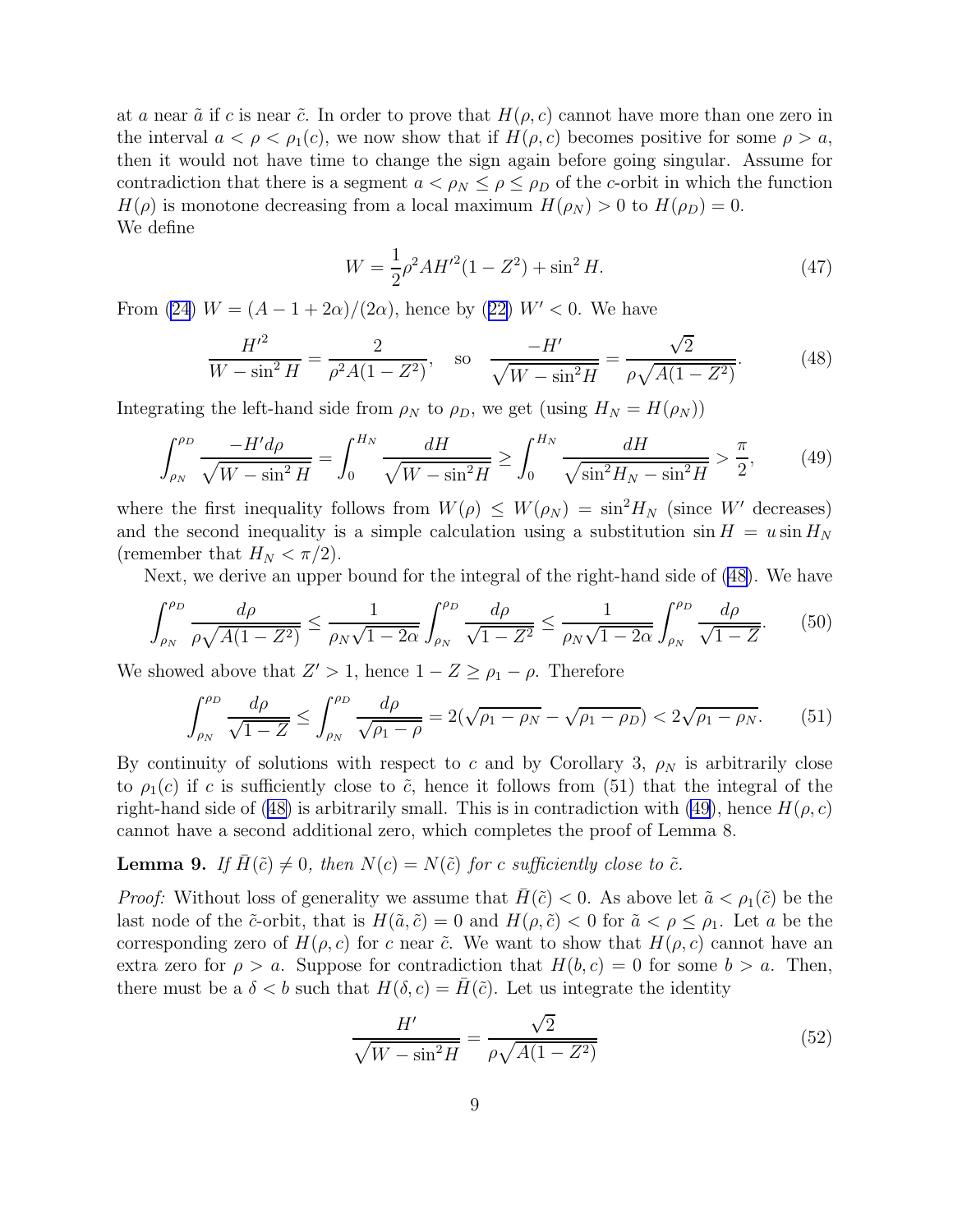at $a$ near $\tilde{a}$ if $c$ is near $\tilde{c}$. In order to prove that $H(\rho, c)$ cannot have more than one zero in the interval $a < \rho < \rho_1(c)$, we now show that if $H(\rho, c)$ becomes positive for some $\rho > a$, then it would not have time to change the sign again before going singular. Assume for contradiction that there is a segment $a < \rho_N \leq \rho \leq \rho_D$ of the $c$-orbit in which the function $H(\rho)$ is monotone decreasing from a local maximum $H(\rho_N) > 0$ to $H(\rho_D) = 0$.
We define

$$W = \frac{1}{2}\rho^2 A H'^2 (1 - Z^2) + \sin^2 H. \tag{47}$$

From (24) $W = (A - 1 + 2\alpha)/(2\alpha)$, hence by (22) $W' < 0$. We have

$$\frac{H'^2}{W - \sin^2 H} = \frac{2}{\rho^2 A(1 - Z^2)}, \quad \text{so} \quad \frac{-H'}{\sqrt{W - \sin^2 H}} = \frac{\sqrt{2}}{\rho\sqrt{A(1 - Z^2)}}. \tag{48}$$

Integrating the left-hand side from $\rho_N$ to $\rho_D$, we get (using $H_N = H(\rho_N)$)

$$\int_{\rho_N}^{\rho_D} \frac{-H' d\rho}{\sqrt{W - \sin^2 H}} = \int_0^{H_N} \frac{dH}{\sqrt{W - \sin^2 H}} \geq \int_0^{H_N} \frac{dH}{\sqrt{\sin^2 H_N - \sin^2 H}} > \frac{\pi}{2}, \tag{49}$$

where the first inequality follows from $W(\rho) \leq W(\rho_N) = \sin^2 H_N$ (since $W'$ decreases) and the second inequality is a simple calculation using a substitution $\sin H = u \sin H_N$ (remember that $H_N < \pi/2$).

Next, we derive an upper bound for the integral of the right-hand side of (48). We have

$$\int_{\rho_N}^{\rho_D} \frac{d\rho}{\rho\sqrt{A(1 - Z^2)}} \leq \frac{1}{\rho_N\sqrt{1 - 2\alpha}} \int_{\rho_N}^{\rho_D} \frac{d\rho}{\sqrt{1 - Z^2}} \leq \frac{1}{\rho_N\sqrt{1 - 2\alpha}} \int_{\rho_N}^{\rho_D} \frac{d\rho}{\sqrt{1 - Z}}. \tag{50}$$

We showed above that $Z' > 1$, hence $1 - Z \geq \rho_1 - \rho$. Therefore

$$\int_{\rho_N}^{\rho_D} \frac{d\rho}{\sqrt{1 - Z}} \leq \int_{\rho_N}^{\rho_D} \frac{d\rho}{\sqrt{\rho_1 - \rho}} = 2(\sqrt{\rho_1 - \rho_N} - \sqrt{\rho_1 - \rho_D}) < 2\sqrt{\rho_1 - \rho_N}. \tag{51}$$

By continuity of solutions with respect to $c$ and by Corollary 3, $\rho_N$ is arbitrarily close to $\rho_1(c)$ if $c$ is sufficiently close to $\tilde{c}$, hence it follows from (51) that the integral of the right-hand side of (48) is arbitrarily small. This is in contradiction with (49), hence $H(\rho, c)$ cannot have a second additional zero, which completes the proof of Lemma 8.

**Lemma 9.** *If $\bar{H}(\tilde{c}) \neq 0$, then $N(c) = N(\tilde{c})$ for $c$ sufficiently close to $\tilde{c}$.*

*Proof:* Without loss of generality we assume that $\bar{H}(\tilde{c}) < 0$. As above let $\tilde{a} < \rho_1(\tilde{c})$ be the last node of the $\tilde{c}$-orbit, that is $H(\tilde{a}, \tilde{c}) = 0$ and $H(\rho, \tilde{c}) < 0$ for $\tilde{a} < \rho \leq \rho_1$. Let $a$ be the corresponding zero of $H(\rho, c)$ for $c$ near $\tilde{c}$. We want to show that $H(\rho, c)$ cannot have an extra zero for $\rho > a$. Suppose for contradiction that $H(b, c) = 0$ for some $b > a$. Then, there must be a $\delta < b$ such that $H(\delta, c) = \bar{H}(\tilde{c})$. Let us integrate the identity

$$\frac{H'}{\sqrt{W - \sin^2 H}} = \frac{\sqrt{2}}{\rho\sqrt{A(1 - Z^2)}} \tag{52}$$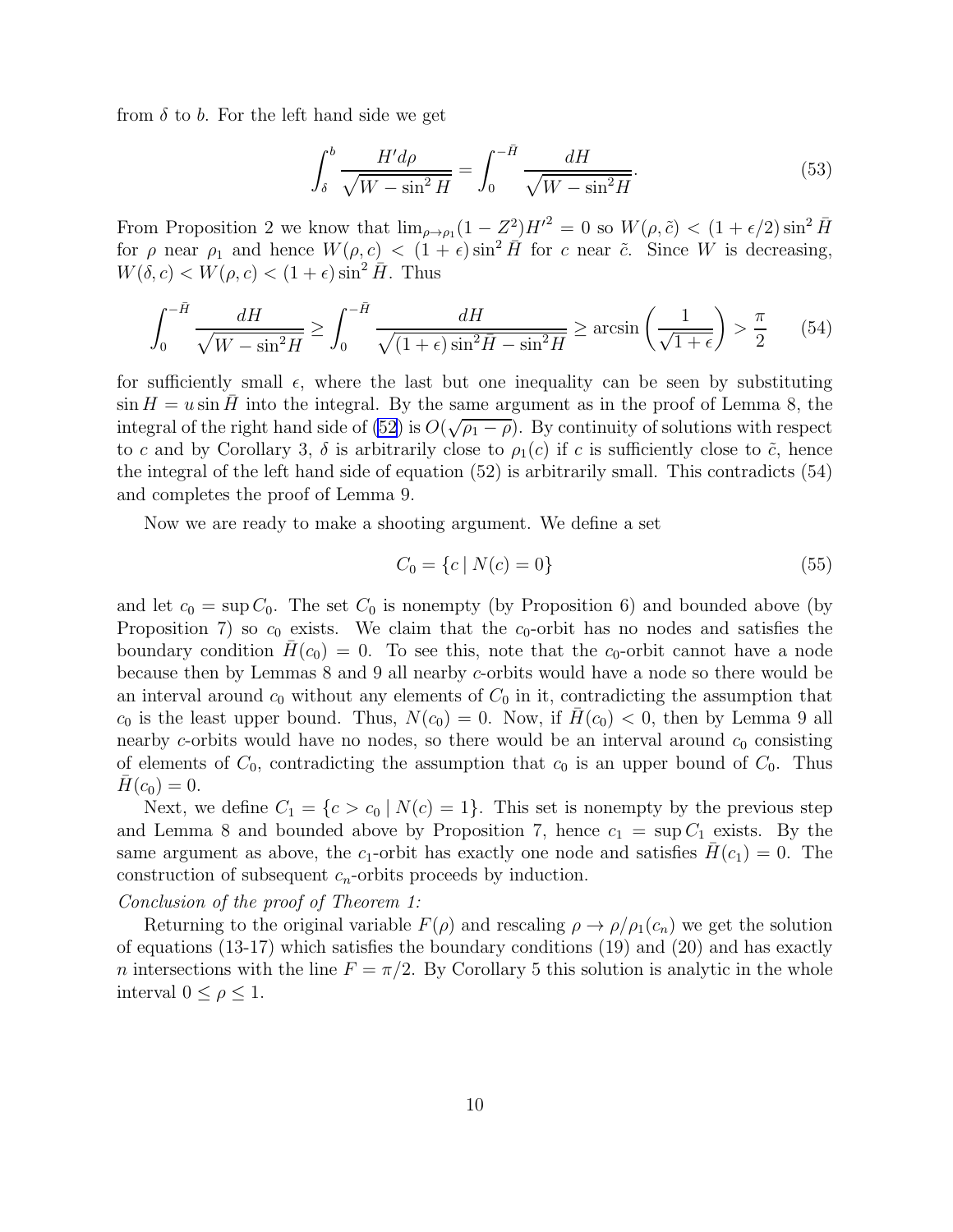from $\delta$ to $b$. For the left hand side we get

$$\int_{\delta}^{b} \frac{H' d\rho}{\sqrt{W - \sin^2 H}} = \int_{0}^{-\bar{H}} \frac{dH}{\sqrt{W - \sin^2 H}}. \tag{53}$$

From Proposition 2 we know that $\lim_{\rho \to \rho_1} (1 - Z^2) H'^2 = 0$ so $W(\rho, \tilde{c}) < (1 + \epsilon/2) \sin^2 \bar{H}$ for $\rho$ near $\rho_1$ and hence $W(\rho, c) < (1 + \epsilon) \sin^2 \bar{H}$ for $c$ near $\tilde{c}$. Since $W$ is decreasing, $W(\delta, c) < W(\rho, c) < (1 + \epsilon) \sin^2 \bar{H}$. Thus

$$\int_{0}^{-\bar{H}} \frac{dH}{\sqrt{W - \sin^2 H}} \geq \int_{0}^{-\bar{H}} \frac{dH}{\sqrt{(1 + \epsilon) \sin^2 \bar{H} - \sin^2 H}} \geq \arcsin\left(\frac{1}{\sqrt{1 + \epsilon}}\right) > \frac{\pi}{2} \tag{54}$$

for sufficiently small $\epsilon$, where the last but one inequality can be seen by substituting $\sin H = u \sin \bar{H}$ into the integral. By the same argument as in the proof of Lemma 8, the integral of the right hand side of (52) is $O(\sqrt{\rho_1 - \rho})$. By continuity of solutions with respect to $c$ and by Corollary 3, $\delta$ is arbitrarily close to $\rho_1(c)$ if $c$ is sufficiently close to $\tilde{c}$, hence the integral of the left hand side of equation (52) is arbitrarily small. This contradicts (54) and completes the proof of Lemma 9.

Now we are ready to make a shooting argument. We define a set

$$C_0 = \{c \mid N(c) = 0\} \tag{55}$$

and let $c_0 = \sup C_0$. The set $C_0$ is nonempty (by Proposition 6) and bounded above (by Proposition 7) so $c_0$ exists. We claim that the $c_0$-orbit has no nodes and satisfies the boundary condition $\bar{H}(c_0) = 0$. To see this, note that the $c_0$-orbit cannot have a node because then by Lemmas 8 and 9 all nearby $c$-orbits would have a node so there would be an interval around $c_0$ without any elements of $C_0$ in it, contradicting the assumption that $c_0$ is the least upper bound. Thus, $N(c_0) = 0$. Now, if $\bar{H}(c_0) < 0$, then by Lemma 9 all nearby $c$-orbits would have no nodes, so there would be an interval around $c_0$ consisting of elements of $C_0$, contradicting the assumption that $c_0$ is an upper bound of $C_0$. Thus $\bar{H}(c_0) = 0$.

Next, we define $C_1 = \{c > c_0 \mid N(c) = 1\}$. This set is nonempty by the previous step and Lemma 8 and bounded above by Proposition 7, hence $c_1 = \sup C_1$ exists. By the same argument as above, the $c_1$-orbit has exactly one node and satisfies $\bar{H}(c_1) = 0$. The construction of subsequent $c_n$-orbits proceeds by induction.

*Conclusion of the proof of Theorem 1:*

Returning to the original variable $F(\rho)$ and rescaling $\rho \to \rho/\rho_1(c_n)$ we get the solution of equations (13-17) which satisfies the boundary conditions (19) and (20) and has exactly $n$ intersections with the line $F = \pi/2$. By Corollary 5 this solution is analytic in the whole interval $0 \leq \rho \leq 1$.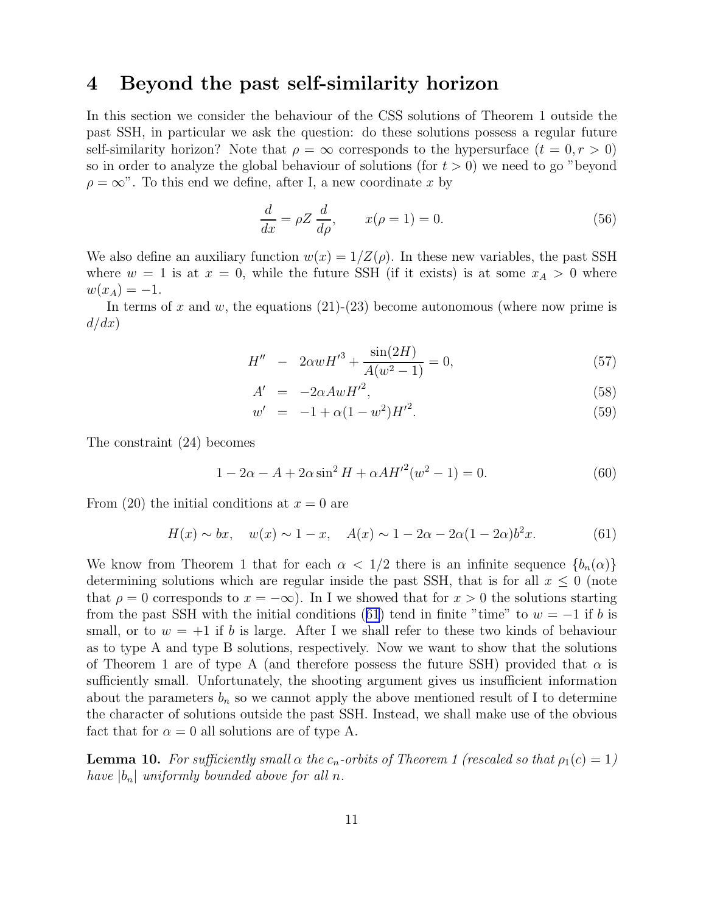## 4 Beyond the past self-similarity horizon

In this section we consider the behaviour of the CSS solutions of Theorem 1 outside the past SSH, in particular we ask the question: do these solutions possess a regular future self-similarity horizon? Note that $\rho = \infty$ corresponds to the hypersurface $(t = 0, r > 0)$ so in order to analyze the global behaviour of solutions (for $t > 0$) we need to go "beyond $\rho = \infty$". To this end we define, after I, a new coordinate $x$ by

$$\frac{d}{dx} = \rho Z \frac{d}{d\rho}, \qquad x(\rho = 1) = 0. \tag{56}$$

We also define an auxiliary function $w(x) = 1/Z(\rho)$. In these new variables, the past SSH where $w = 1$ is at $x = 0$, while the future SSH (if it exists) is at some $x_A > 0$ where $w(x_A) = -1$.

In terms of $x$ and $w$, the equations (21)-(23) become autonomous (where now prime is $d/dx$)

$$H'' - 2\alpha w H'^3 + \frac{\sin(2H)}{A(w^2-1)} = 0, \tag{57}$$

$$A' = -2\alpha A w H'^2, \tag{58}$$

$$w' = -1 + \alpha(1-w^2)H'^2. \tag{59}$$

The constraint (24) becomes

$$1 - 2\alpha - A + 2\alpha \sin^2 H + \alpha A H'^2 (w^2 - 1) = 0. \tag{60}$$

From (20) the initial conditions at $x = 0$ are

$$H(x) \sim bx, \quad w(x) \sim 1 - x, \quad A(x) \sim 1 - 2\alpha - 2\alpha(1-2\alpha)b^2 x. \tag{61}$$

We know from Theorem 1 that for each $\alpha < 1/2$ there is an infinite sequence $\{b_n(\alpha)\}$ determining solutions which are regular inside the past SSH, that is for all $x \leq 0$ (note that $\rho = 0$ corresponds to $x = -\infty$). In I we showed that for $x > 0$ the solutions starting from the past SSH with the initial conditions (61) tend in finite "time" to $w = -1$ if $b$ is small, or to $w = +1$ if $b$ is large. After I we shall refer to these two kinds of behaviour as to type A and type B solutions, respectively. Now we want to show that the solutions of Theorem 1 are of type A (and therefore possess the future SSH) provided that $\alpha$ is sufficiently small. Unfortunately, the shooting argument gives us insufficient information about the parameters $b_n$ so we cannot apply the above mentioned result of I to determine the character of solutions outside the past SSH. Instead, we shall make use of the obvious fact that for $\alpha = 0$ all solutions are of type A.

**Lemma 10.** *For sufficiently small $\alpha$ the $c_n$-orbits of Theorem 1 (rescaled so that $\rho_1(c) = 1$) have $|b_n|$ uniformly bounded above for all $n$.*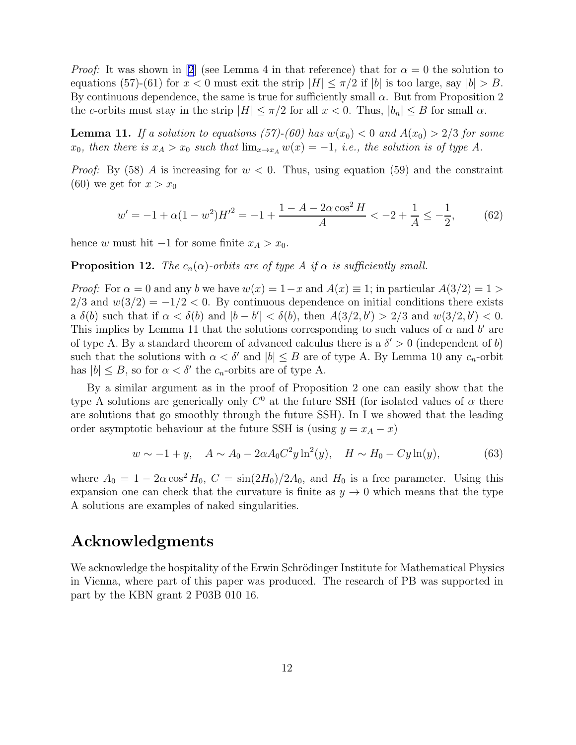*Proof:* It was shown in [2] (see Lemma 4 in that reference) that for $\alpha = 0$ the solution to equations (57)-(61) for $x < 0$ must exit the strip $|H| \leq \pi/2$ if $|b|$ is too large, say $|b| > B$. By continuous dependence, the same is true for sufficiently small $\alpha$. But from Proposition 2 the $c$-orbits must stay in the strip $|H| \leq \pi/2$ for all $x < 0$. Thus, $|b_n| \leq B$ for small $\alpha$.

**Lemma 11.** *If a solution to equations (57)-(60) has $w(x_0) < 0$ and $A(x_0) > 2/3$ for some $x_0$, then there is $x_A > x_0$ such that $\lim_{x \to x_A} w(x) = -1$, i.e., the solution is of type A.*

*Proof:* By (58) $A$ is increasing for $w < 0$. Thus, using equation (59) and the constraint (60) we get for $x > x_0$

$$w' = -1 + \alpha(1 - w^2)H'^2 = -1 + \frac{1 - A - 2\alpha \cos^2 H}{A} < -2 + \frac{1}{A} \leq -\frac{1}{2}, \tag{62}$$

hence $w$ must hit $-1$ for some finite $x_A > x_0$.

**Proposition 12.** *The $c_n(\alpha)$-orbits are of type A if $\alpha$ is sufficiently small.*

*Proof:* For $\alpha = 0$ and any $b$ we have $w(x) = 1 - x$ and $A(x) \equiv 1$; in particular $A(3/2) = 1 > 2/3$ and $w(3/2) = -1/2 < 0$. By continuous dependence on initial conditions there exists a $\delta(b)$ such that if $\alpha < \delta(b)$ and $|b - b'| < \delta(b)$, then $A(3/2, b') > 2/3$ and $w(3/2, b') < 0$. This implies by Lemma 11 that the solutions corresponding to such values of $\alpha$ and $b'$ are of type A. By a standard theorem of advanced calculus there is a $\delta' > 0$ (independent of $b$) such that the solutions with $\alpha < \delta'$ and $|b| \leq B$ are of type A. By Lemma 10 any $c_n$-orbit has $|b| \leq B$, so for $\alpha < \delta'$ the $c_n$-orbits are of type A.

By a similar argument as in the proof of Proposition 2 one can easily show that the type A solutions are generically only $C^0$ at the future SSH (for isolated values of $\alpha$ there are solutions that go smoothly through the future SSH). In I we showed that the leading order asymptotic behaviour at the future SSH is (using $y = x_A - x$)

$$w \sim -1 + y, \quad A \sim A_0 - 2\alpha A_0 C^2 y \ln^2(y), \quad H \sim H_0 - Cy\ln(y), \tag{63}$$

where $A_0 = 1 - 2\alpha \cos^2 H_0$, $C = \sin(2H_0)/2A_0$, and $H_0$ is a free parameter. Using this expansion one can check that the curvature is finite as $y \to 0$ which means that the type A solutions are examples of naked singularities.

## Acknowledgments

We acknowledge the hospitality of the Erwin Schrödinger Institute for Mathematical Physics in Vienna, where part of this paper was produced. The research of PB was supported in part by the KBN grant 2 P03B 010 16.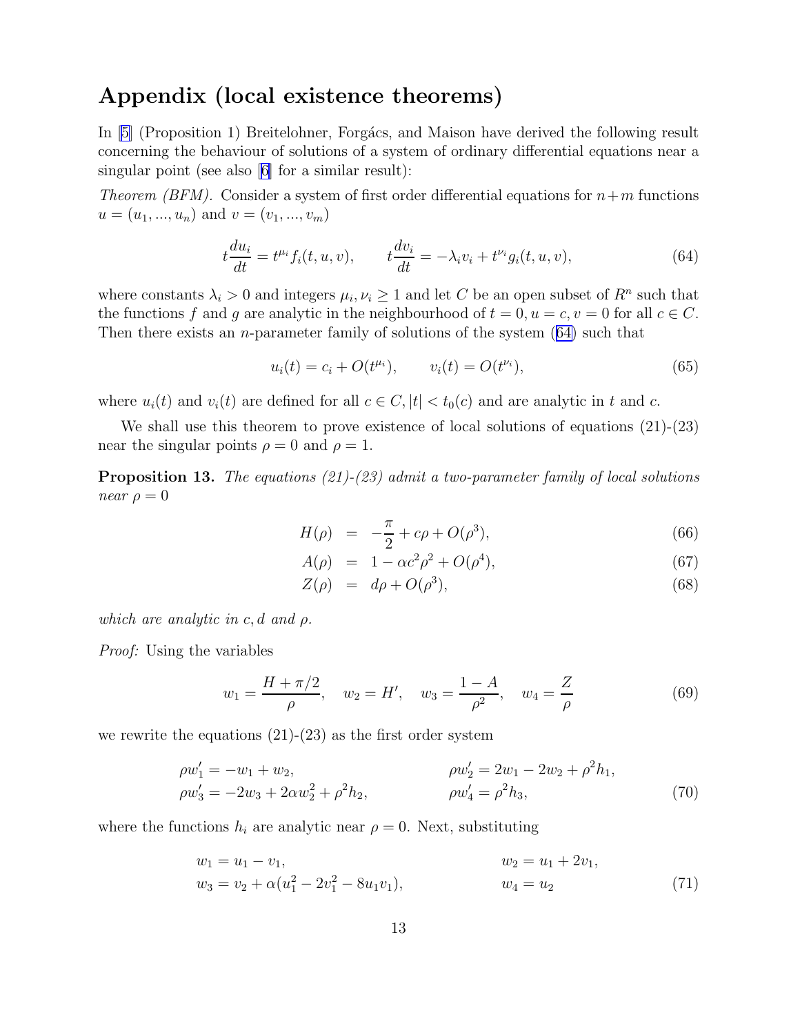## Appendix (local existence theorems)

In [5] (Proposition 1) Breitelohner, Forgács, and Maison have derived the following result concerning the behaviour of solutions of a system of ordinary differential equations near a singular point (see also [6] for a similar result):

*Theorem (BFM).* Consider a system of first order differential equations for $n+m$ functions $u = (u_1, ..., u_n)$ and $v = (v_1, ..., v_m)$

$$t\frac{du_i}{dt} = t^{\mu_i} f_i(t, u, v), \qquad t\frac{dv_i}{dt} = -\lambda_i v_i + t^{\nu_i} g_i(t, u, v), \tag{64}$$

where constants $\lambda_i > 0$ and integers $\mu_i, \nu_i \geq 1$ and let $C$ be an open subset of $R^n$ such that the functions $f$ and $g$ are analytic in the neighbourhood of $t = 0, u = c, v = 0$ for all $c \in C$. Then there exists an $n$-parameter family of solutions of the system (64) such that

$$u_i(t) = c_i + O(t^{\mu_i}), \qquad v_i(t) = O(t^{\nu_i}), \tag{65}$$

where $u_i(t)$ and $v_i(t)$ are defined for all $c \in C, |t| < t_0(c)$ and are analytic in $t$ and $c$.

We shall use this theorem to prove existence of local solutions of equations (21)-(23) near the singular points $\rho = 0$ and $\rho = 1$.

**Proposition 13.** *The equations (21)-(23) admit a two-parameter family of local solutions near* $\rho = 0$

$$H(\rho) = -\frac{\pi}{2} + c\rho + O(\rho^3), \tag{66}$$

$$A(\rho) = 1 - \alpha c^2 \rho^2 + O(\rho^4), \tag{67}$$

$$Z(\rho) = d\rho + O(\rho^3), \tag{68}$$

*which are analytic in* $c, d$ *and* $\rho$.

*Proof:* Using the variables

$$w_1 = \frac{H + \pi/2}{\rho}, \quad w_2 = H', \quad w_3 = \frac{1-A}{\rho^2}, \quad w_4 = \frac{Z}{\rho} \tag{69}$$

we rewrite the equations (21)-(23) as the first order system

$$\begin{aligned} \rho w_1' &= -w_1 + w_2, \qquad & \rho w_2' &= 2w_1 - 2w_2 + \rho^2 h_1, \\ \rho w_3' &= -2w_3 + 2\alpha w_2^2 + \rho^2 h_2, \qquad & \rho w_4' &= \rho^2 h_3, \end{aligned} \tag{70}$$

where the functions $h_i$ are analytic near $\rho = 0$. Next, substituting

$$\begin{aligned} w_1 &= u_1 - v_1, \qquad & w_2 &= u_1 + 2v_1, \\ w_3 &= v_2 + \alpha(u_1^2 - 2v_1^2 - 8u_1 v_1), \qquad & w_4 &= u_2 \end{aligned} \tag{71}$$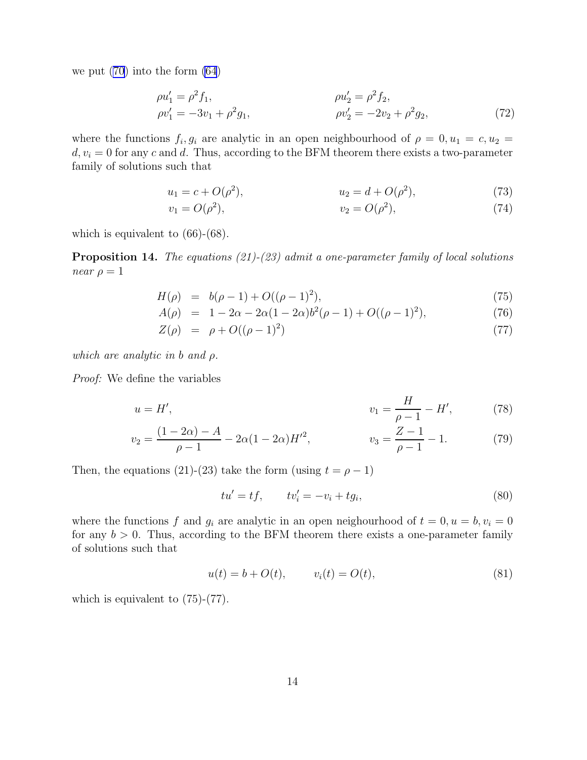we put (70) into the form (64)

$$
\begin{aligned}
\rho u_1' &= \rho^2 f_1, & \rho u_2' &= \rho^2 f_2, \\
\rho v_1' &= -3v_1 + \rho^2 g_1, & \rho v_2' &= -2v_2 + \rho^2 g_2,
\end{aligned} \tag{72}
$$

where the functions $f_i, g_i$ are analytic in an open neighbourhood of $\rho = 0, u_1 = c, u_2 = d, v_i = 0$ for any $c$ and $d$. Thus, according to the BFM theorem there exists a two-parameter family of solutions such that

$$
u_1 = c + O(\rho^2), \qquad u_2 = d + O(\rho^2), \tag{73}
$$

$$
v_1 = O(\rho^2), \qquad v_2 = O(\rho^2), \tag{74}
$$

which is equivalent to (66)-(68).

**Proposition 14.** *The equations (21)-(23) admit a one-parameter family of local solutions near $\rho = 1$*

$$
H(\rho) = b(\rho - 1) + O((\rho - 1)^2), \tag{75}
$$

$$
A(\rho) = 1 - 2\alpha - 2\alpha(1 - 2\alpha)b^2(\rho - 1) + O((\rho - 1)^2), \tag{76}
$$

$$
Z(\rho) = \rho + O((\rho - 1)^2) \tag{77}
$$

*which are analytic in $b$ and $\rho$.*

*Proof:* We define the variables

$$
u = H', \qquad v_1 = \frac{H}{\rho - 1} - H', \tag{78}
$$

$$
v_2 = \frac{(1 - 2\alpha) - A}{\rho - 1} - 2\alpha(1 - 2\alpha)H'^2, \qquad v_3 = \frac{Z - 1}{\rho - 1} - 1. \tag{79}
$$

Then, the equations (21)-(23) take the form (using $t = \rho - 1$)

$$
tu' = tf, \qquad tv_i' = -v_i + tg_i, \tag{80}
$$

where the functions $f$ and $g_i$ are analytic in an open neighbourhood of $t = 0, u = b, v_i = 0$ for any $b > 0$. Thus, according to the BFM theorem there exists a one-parameter family of solutions such that

$$
u(t) = b + O(t), \qquad v_i(t) = O(t), \tag{81}
$$

which is equivalent to (75)-(77).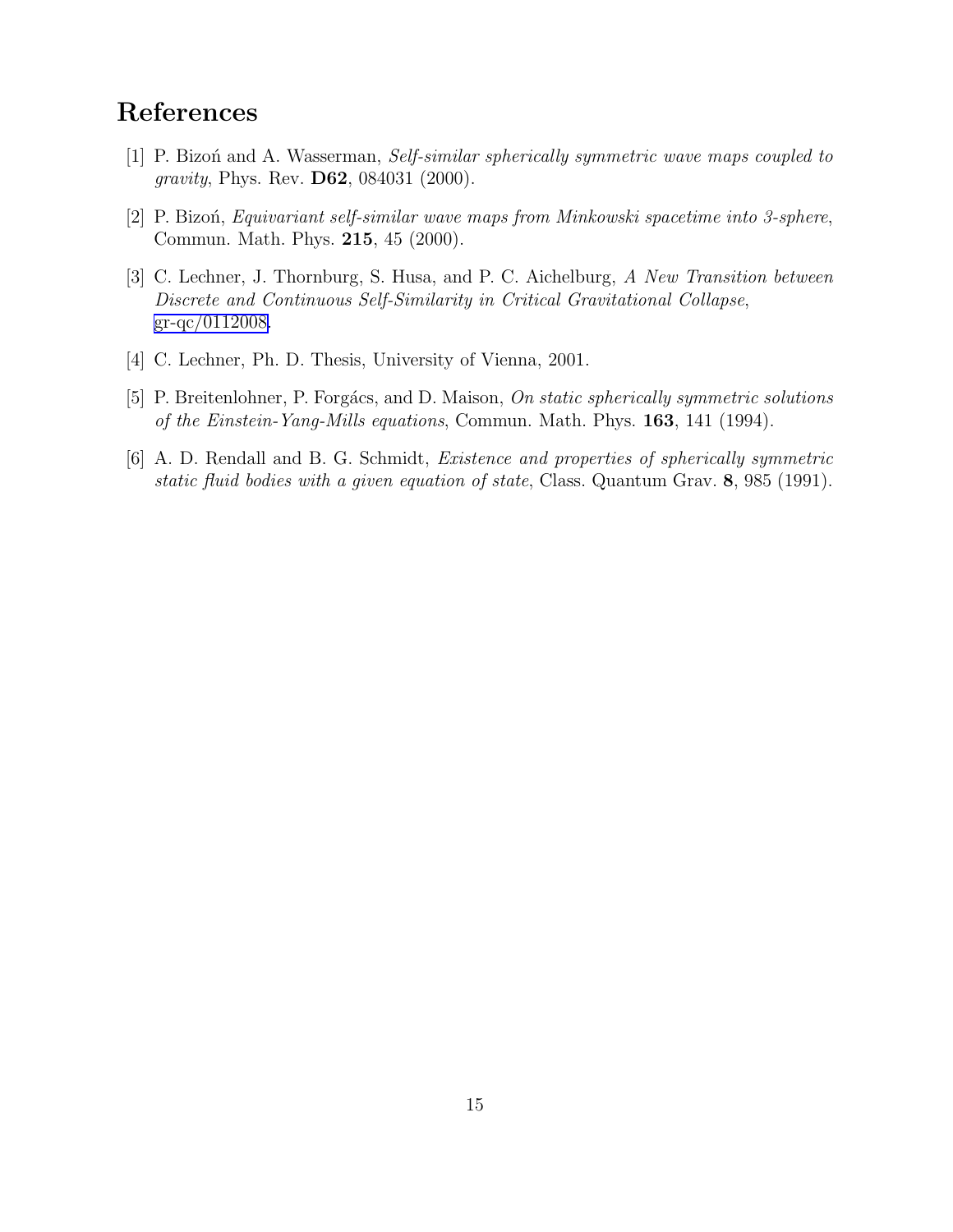# References

[1] P. Bizoń and A. Wasserman, *Self-similar spherically symmetric wave maps coupled to gravity*, Phys. Rev. **D62**, 084031 (2000).

[2] P. Bizoń, *Equivariant self-similar wave maps from Minkowski spacetime into 3-sphere*, Commun. Math. Phys. **215**, 45 (2000).

[3] C. Lechner, J. Thornburg, S. Husa, and P. C. Aichelburg, *A New Transition between Discrete and Continuous Self-Similarity in Critical Gravitational Collapse*, gr-qc/0112008.

[4] C. Lechner, Ph. D. Thesis, University of Vienna, 2001.

[5] P. Breitenlohner, P. Forgács, and D. Maison, *On static spherically symmetric solutions of the Einstein-Yang-Mills equations*, Commun. Math. Phys. **163**, 141 (1994).

[6] A. D. Rendall and B. G. Schmidt, *Existence and properties of spherically symmetric static fluid bodies with a given equation of state*, Class. Quantum Grav. **8**, 985 (1991).